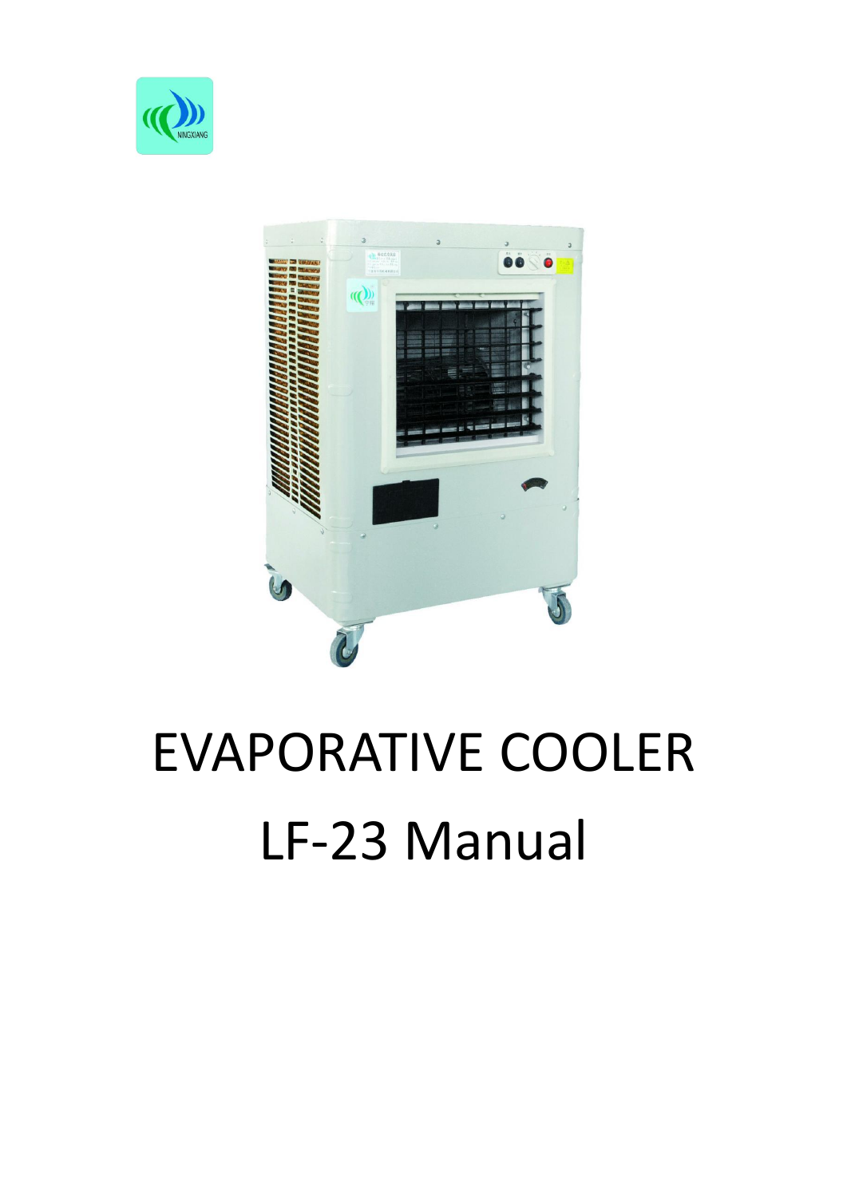# EVAPORATIVE COOLER

# LF-23 Manual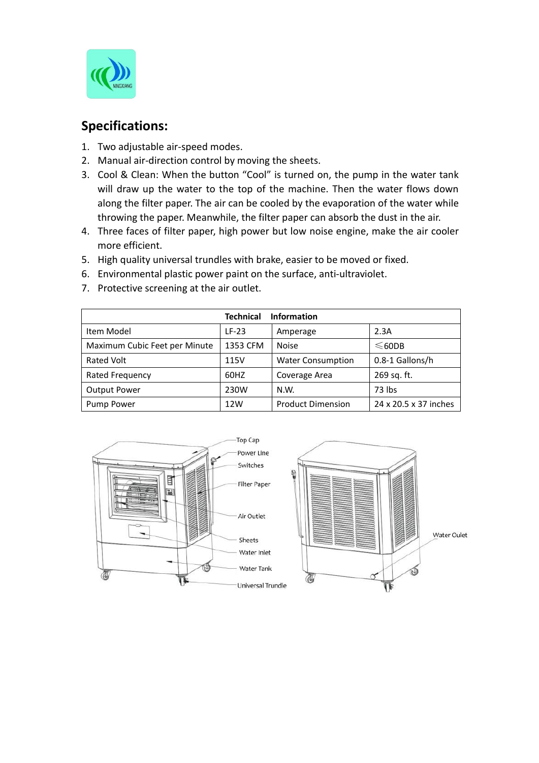## Specifications:

1. Two adjustable air-speed modes.
2. Manual air-direction control by moving the sheets.
3. Cool & Clean: When the button "Cool" is turned on, the pump in the water tank will draw up the water to the top of the machine. Then the water flows down along the filter paper. The air can be cooled by the evaporation of the water while throwing the paper. Meanwhile, the filter paper can absorb the dust in the air.
4. Three faces of filter paper, high power but low noise engine, make the air cooler more efficient.
5. High quality universal trundles with brake, easier to be moved or fixed.
6. Environmental plastic power paint on the surface, anti-ultraviolet.
7. Protective screening at the air outlet.

| Technical Information | | | |
|---|---|---|---|
| Item Model | LF-23 | Amperage | 2.3A |
| Maximum Cubic Feet per Minute | 1353 CFM | Noise | ≤60DB |
| Rated Volt | 115V | Water Consumption | 0.8-1 Gallons/h |
| Rated Frequency | 60HZ | Coverage Area | 269 sq. ft. |
| Output Power | 230W | N.W. | 73 lbs |
| Pump Power | 12W | Product Dimension | 24 x 20.5 x 37 inches |

Top Cap
Power Line
Switches
Filter Paper
Air Outlet
Sheets
Water Inlet
Water Tank
Universal Trundle
Water Oulet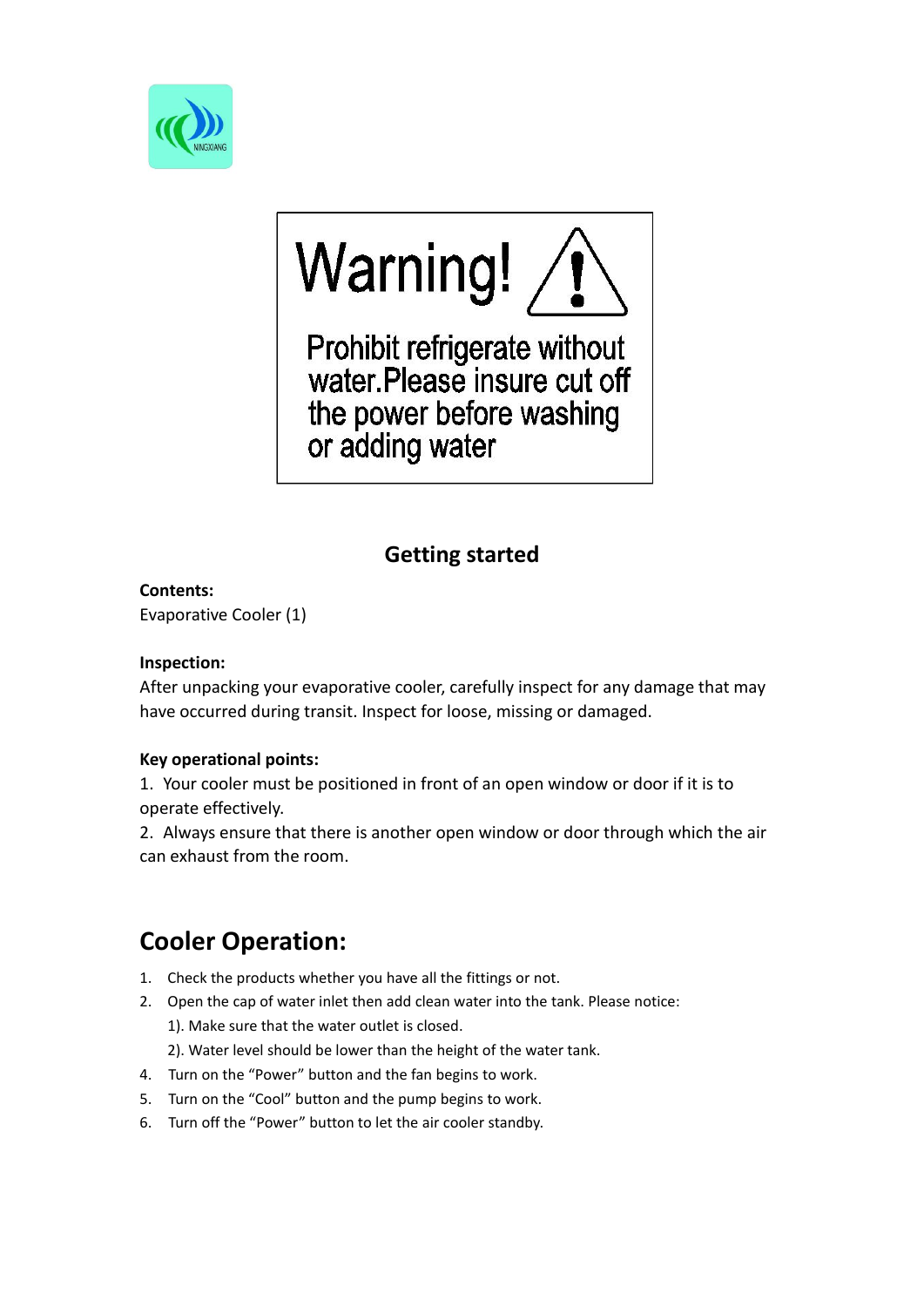NINGXIANG

**Warning!** ⚠

Prohibit refrigerate without water.Please insure cut off the power before washing or adding water

## Getting started

**Contents:**
Evaporative Cooler (1)

**Inspection:**
After unpacking your evaporative cooler, carefully inspect for any damage that may have occurred during transit. Inspect for loose, missing or damaged.

**Key operational points:**
1. Your cooler must be positioned in front of an open window or door if it is to operate effectively.
2. Always ensure that there is another open window or door through which the air can exhaust from the room.

# Cooler Operation:

1. Check the products whether you have all the fittings or not.
2. Open the cap of water inlet then add clean water into the tank. Please notice:
   1). Make sure that the water outlet is closed.
   2). Water level should be lower than the height of the water tank.
4. Turn on the "Power" button and the fan begins to work.
5. Turn on the "Cool" button and the pump begins to work.
6. Turn off the "Power" button to let the air cooler standby.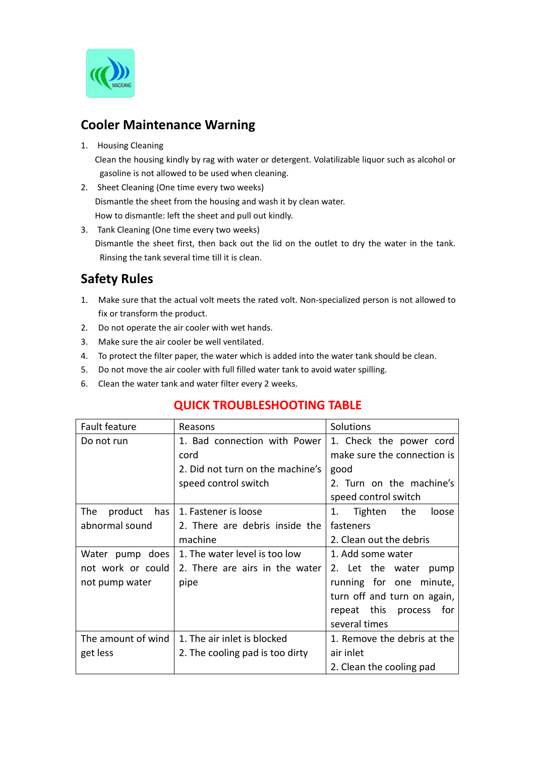## Cooler Maintenance Warning

1. Housing Cleaning
   Clean the housing kindly by rag with water or detergent. Volatilizable liquor such as alcohol or gasoline is not allowed to be used when cleaning.
2. Sheet Cleaning (One time every two weeks)
   Dismantle the sheet from the housing and wash it by clean water.
   How to dismantle: left the sheet and pull out kindly.
3. Tank Cleaning (One time every two weeks)
   Dismantle the sheet first, then back out the lid on the outlet to dry the water in the tank. Rinsing the tank several time till it is clean.

## Safety Rules

1. Make sure that the actual volt meets the rated volt. Non-specialized person is not allowed to fix or transform the product.
2. Do not operate the air cooler with wet hands.
3. Make sure the air cooler be well ventilated.
4. To protect the filter paper, the water which is added into the water tank should be clean.
5. Do not move the air cooler with full filled water tank to avoid water spilling.
6. Clean the water tank and water filter every 2 weeks.

## QUICK TROUBLESHOOTING TABLE

| Fault feature | Reasons | Solutions |
|---|---|---|
| Do not run | 1. Bad connection with Power cord<br>2. Did not turn on the machine's speed control switch | 1. Check the power cord make sure the connection is good<br>2. Turn on the machine's speed control switch |
| The product has abnormal sound | 1. Fastener is loose<br>2. There are debris inside the machine | 1. Tighten the loose fasteners<br>2. Clean out the debris |
| Water pump does not work or could not pump water | 1. The water level is too low<br>2. There are airs in the water pipe | 1. Add some water<br>2. Let the water pump running for one minute, turn off and turn on again, repeat this process for several times |
| The amount of wind get less | 1. The air inlet is blocked<br>2. The cooling pad is too dirty | 1. Remove the debris at the air inlet<br>2. Clean the cooling pad |